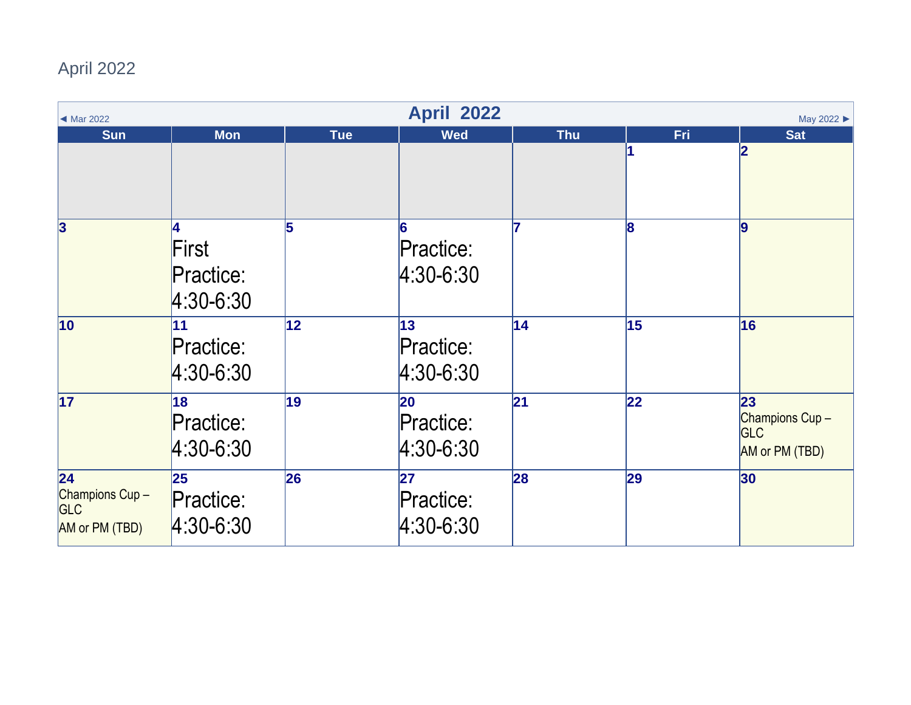April 2022

| ◄ Mar 2022 | | | April 2022 | | | May 2022 ► |
|---|---|---|---|---|---|---|
| Sun | Mon | Tue | Wed | Thu | Fri | Sat |
| | | | | | 1 | 2 |
| 3 | 4 First Practice: 4:30-6:30 | 5 | 6 Practice: 4:30-6:30 | 7 | 8 | 9 |
| 10 | 11 Practice: 4:30-6:30 | 12 | 13 Practice: 4:30-6:30 | 14 | 15 | 16 |
| 17 | 18 Practice: 4:30-6:30 | 19 | 20 Practice: 4:30-6:30 | 21 | 22 | 23 Champions Cup – GLC AM or PM (TBD) |
| 24 Champions Cup – GLC AM or PM (TBD) | 25 Practice: 4:30-6:30 | 26 | 27 Practice: 4:30-6:30 | 28 | 29 | 30 |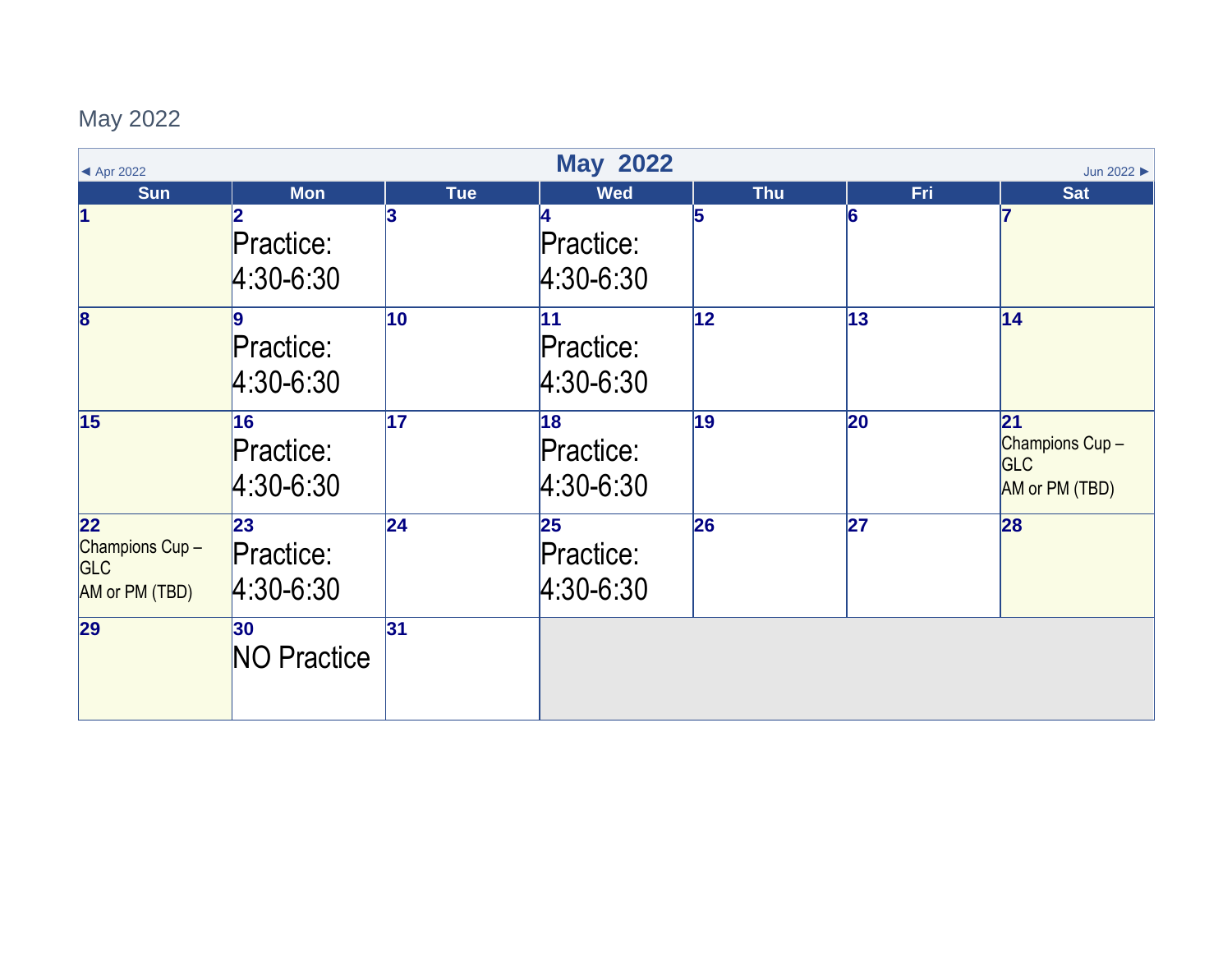May 2022

| ◄ Apr 2022 | | | May 2022 | | | Jun 2022 ► |
|---|---|---|---|---|---|---|
| **Sun** | **Mon** | **Tue** | **Wed** | **Thu** | **Fri** | **Sat** |
| 1 | 2 Practice: 4:30-6:30 | 3 | 4 Practice: 4:30-6:30 | 5 | 6 | 7 |
| 8 | 9 Practice: 4:30-6:30 | 10 | 11 Practice: 4:30-6:30 | 12 | 13 | 14 |
| 15 | 16 Practice: 4:30-6:30 | 17 | 18 Practice: 4:30-6:30 | 19 | 20 | 21 Champions Cup – GLC AM or PM (TBD) |
| 22 Champions Cup – GLC AM or PM (TBD) | 23 Practice: 4:30-6:30 | 24 | 25 Practice: 4:30-6:30 | 26 | 27 | 28 |
| 29 | 30 NO Practice | 31 | | | | |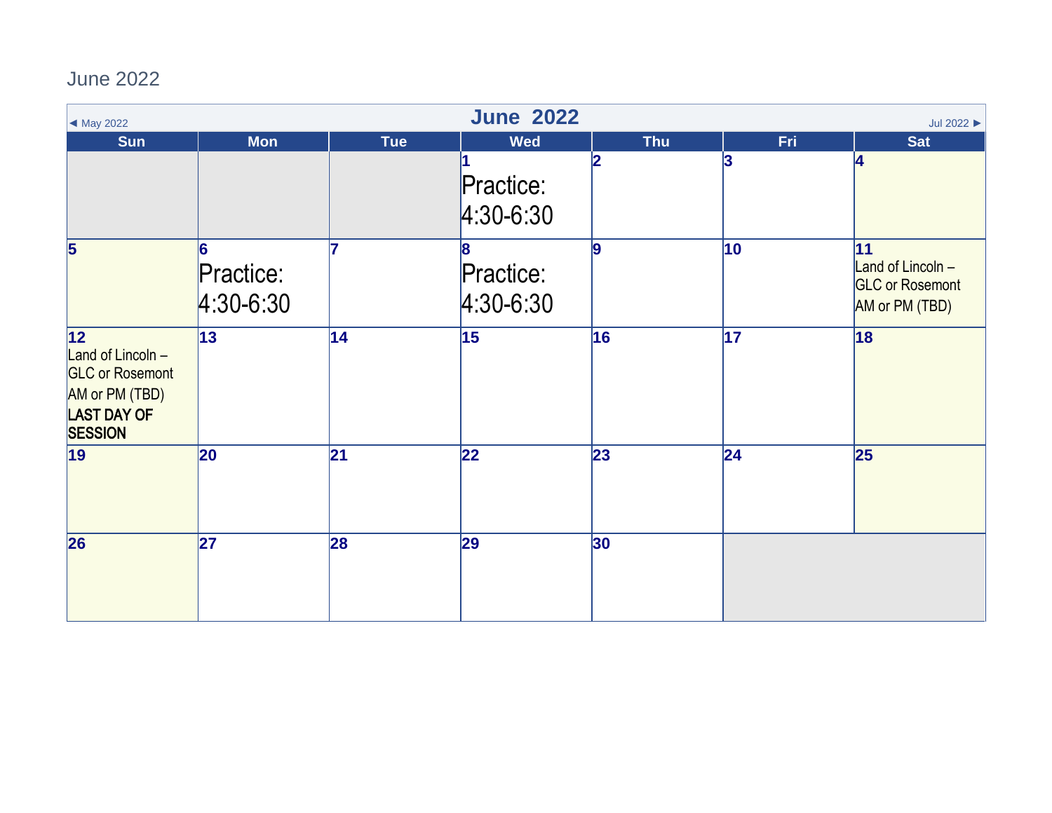June 2022

| ◄ May 2022 | | | June 2022 | | | Jul 2022 ► |
|---|---|---|---|---|---|---|
| **Sun** | **Mon** | **Tue** | **Wed** | **Thu** | **Fri** | **Sat** |
| | | | **1** Practice: 4:30-6:30 | **2** | **3** | **4** |
| **5** | **6** Practice: 4:30-6:30 | **7** | **8** Practice: 4:30-6:30 | **9** | **10** | **11** Land of Lincoln – GLC or Rosemont AM or PM (TBD) |
| **12** Land of Lincoln – GLC or Rosemont AM or PM (TBD) **LAST DAY OF SESSION** | **13** | **14** | **15** | **16** | **17** | **18** |
| **19** | **20** | **21** | **22** | **23** | **24** | **25** |
| **26** | **27** | **28** | **29** | **30** | | |